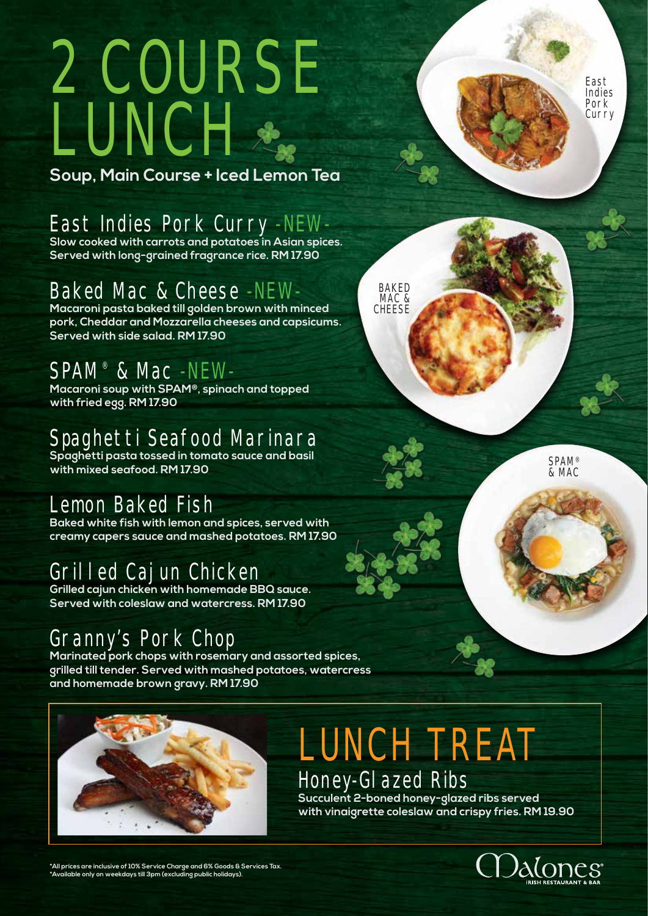# 2 COURSE LUNCH

**Soup, Main Course + Iced Lemon Tea**

## East Indies Pork Curry -NEW-

**Slow cooked with carrots and potatoes in Asian spices. Served with long-grained fragrance rice. RM 17.90**

## Baked Mac & Cheese -NEW-

**Macaroni pasta baked till golden brown with minced pork, Cheddar and Mozzarella cheeses and capsicums. Served with side salad. RM 17.90**

## SPAM® & Mac -NEW-

**Macaroni soup with SPAM®, spinach and topped with fried egg. RM 17.90**

## Spaghetti Seafood Marinara

**Spaghetti pasta tossed in tomato sauce and basil with mixed seafood. RM 17.90**

## Lemon Baked Fish

**Baked white fish with lemon and spices, served with creamy capers sauce and mashed potatoes. RM 17.90**

## Grilled Cajun Chicken

**Grilled cajun chicken with homemade BBQ sauce. Served with coleslaw and watercress. RM 17.90**

## Granny's Pork Chop

**Marinated pork chops with rosemary and assorted spices, grilled till tender. Served with mashed potatoes, watercress and homemade brown gravy. RM 17.90**

East Indies Pork Curry

BAKED MAC & CHEESE

SPAM® & MAC

# LUNCH TREAT

## Honey-Glazed Ribs

**Succulent 2-boned honey-glazed ribs served with vinaigrette coleslaw and crispy fries. RM 19.90**

*All prices are inclusive of 10% Service Charge and 6% Goods & Services Tax.
*Available only on weekdays till 3pm (excluding public holidays).

Malones® IRISH RESTAURANT & BAR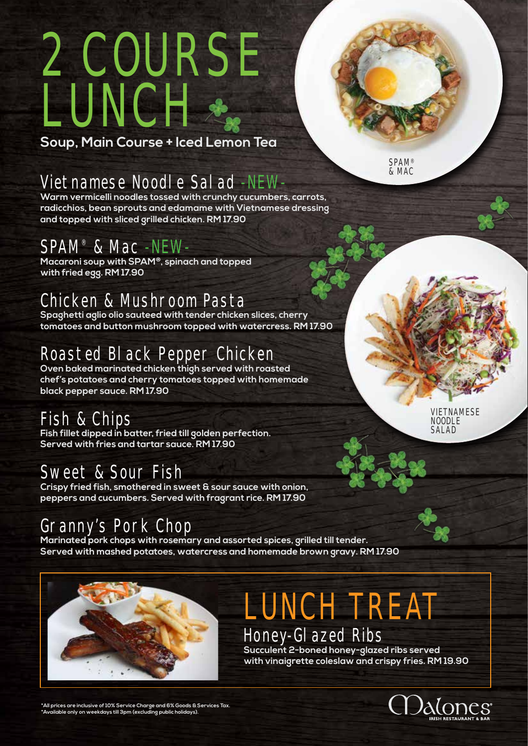# 2 COURSE LUNCH

**Soup, Main Course + Iced Lemon Tea**

SPAM® & MAC

## Vietnamese Noodle Salad -NEW-

Warm vermicelli noodles tossed with crunchy cucumbers, carrots, radicchios, bean sprouts and edamame with Vietnamese dressing and topped with sliced grilled chicken. RM 17.90

## SPAM® & Mac -NEW-

Macaroni soup with SPAM®, spinach and topped with fried egg. RM 17.90

## Chicken & Mushroom Pasta

Spaghetti aglio olio sauteed with tender chicken slices, cherry tomatoes and button mushroom topped with watercress. RM 17.90

## Roasted Black Pepper Chicken

Oven baked marinated chicken thigh served with roasted chef's potatoes and cherry tomatoes topped with homemade black pepper sauce. RM 17.90

VIETNAMESE NOODLE SALAD

## Fish & Chips

Fish fillet dipped in batter, fried till golden perfection. Served with fries and tartar sauce. RM 17.90

## Sweet & Sour Fish

Crispy fried fish, smothered in sweet & sour sauce with onion, peppers and cucumbers. Served with fragrant rice. RM 17.90

## Granny's Pork Chop

Marinated pork chops with rosemary and assorted spices, grilled till tender. Served with mashed potatoes, watercress and homemade brown gravy. RM 17.90

# LUNCH TREAT

## Honey-Glazed Ribs

Succulent 2-boned honey-glazed ribs served with vinaigrette coleslaw and crispy fries. RM 19.90

*All prices are inclusive of 10% Service Charge and 6% Goods & Services Tax.
*Available only on weekdays till 3pm (excluding public holidays).

Malones® IRISH RESTAURANT & BAR